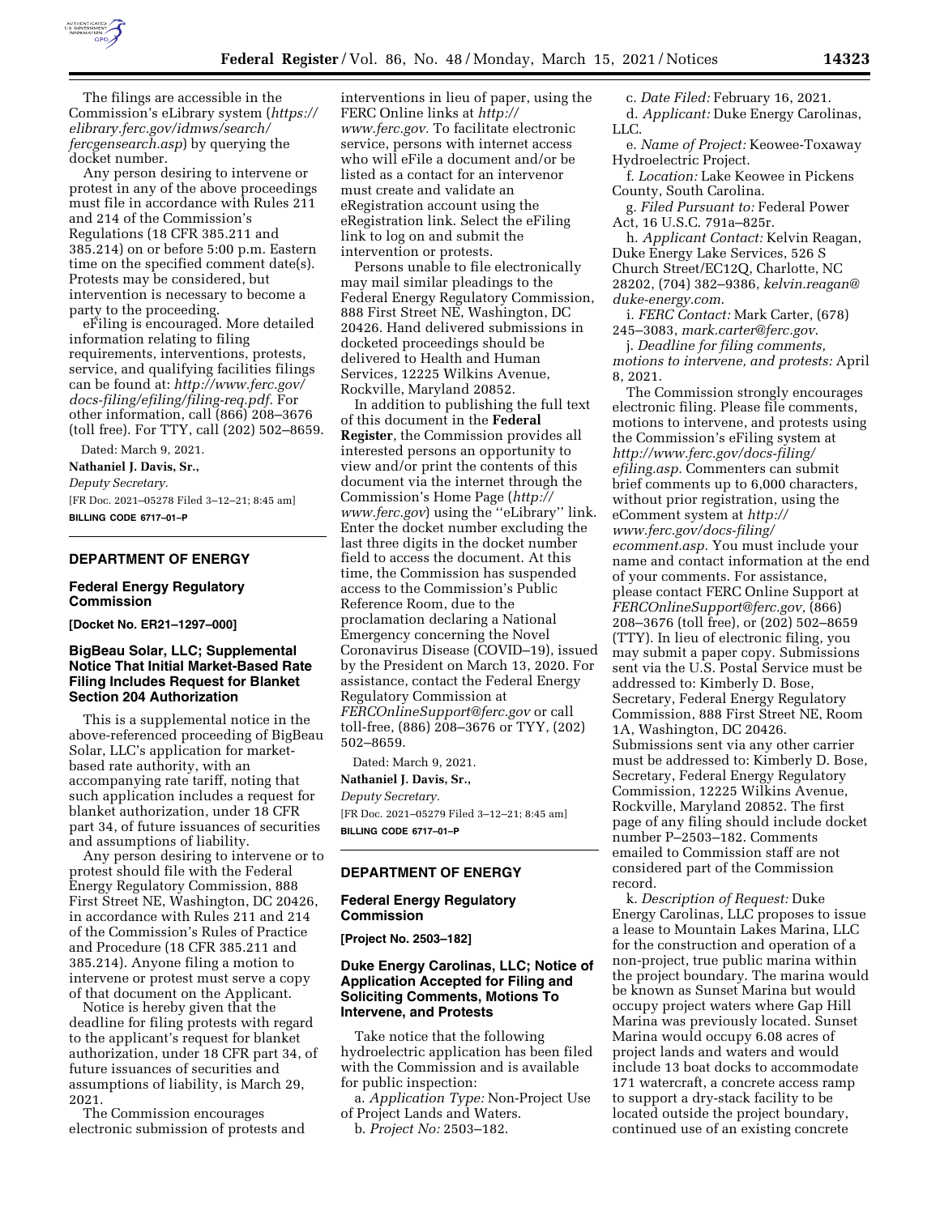The filings are accessible in the Commission's eLibrary system (*https://elibrary.ferc.gov/idmws/search/fercgensearch.asp*) by querying the docket number.

Any person desiring to intervene or protest in any of the above proceedings must file in accordance with Rules 211 and 214 of the Commission's Regulations (18 CFR 385.211 and 385.214) on or before 5:00 p.m. Eastern time on the specified comment date(s). Protests may be considered, but intervention is necessary to become a party to the proceeding.

eFiling is encouraged. More detailed information relating to filing requirements, interventions, protests, service, and qualifying facilities filings can be found at: *http://www.ferc.gov/docs-filing/efiling/filing-req.pdf*. For other information, call (866) 208–3676 (toll free). For TTY, call (202) 502–8659.

Dated: March 9, 2021.

**Nathaniel J. Davis, Sr.,**

*Deputy Secretary.*

[FR Doc. 2021–05278 Filed 3–12–21; 8:45 am]

**BILLING CODE 6717–01–P**

## DEPARTMENT OF ENERGY

### Federal Energy Regulatory Commission

**[Docket No. ER21–1297–000]**

### BigBeau Solar, LLC; Supplemental Notice That Initial Market-Based Rate Filing Includes Request for Blanket Section 204 Authorization

This is a supplemental notice in the above-referenced proceeding of BigBeau Solar, LLC's application for market-based rate authority, with an accompanying rate tariff, noting that such application includes a request for blanket authorization, under 18 CFR part 34, of future issuances of securities and assumptions of liability.

Any person desiring to intervene or to protest should file with the Federal Energy Regulatory Commission, 888 First Street NE, Washington, DC 20426, in accordance with Rules 211 and 214 of the Commission's Rules of Practice and Procedure (18 CFR 385.211 and 385.214). Anyone filing a motion to intervene or protest must serve a copy of that document on the Applicant.

Notice is hereby given that the deadline for filing protests with regard to the applicant's request for blanket authorization, under 18 CFR part 34, of future issuances of securities and assumptions of liability, is March 29, 2021.

The Commission encourages electronic submission of protests and interventions in lieu of paper, using the FERC Online links at *http://www.ferc.gov.* To facilitate electronic service, persons with internet access who will eFile a document and/or be listed as a contact for an intervenor must create and validate an eRegistration account using the eRegistration link. Select the eFiling link to log on and submit the intervention or protests.

Persons unable to file electronically may mail similar pleadings to the Federal Energy Regulatory Commission, 888 First Street NE, Washington, DC 20426. Hand delivered submissions in docketed proceedings should be delivered to Health and Human Services, 12225 Wilkins Avenue, Rockville, Maryland 20852.

In addition to publishing the full text of this document in the **Federal Register**, the Commission provides all interested persons an opportunity to view and/or print the contents of this document via the internet through the Commission's Home Page (*http://www.ferc.gov*) using the ''eLibrary'' link. Enter the docket number excluding the last three digits in the docket number field to access the document. At this time, the Commission has suspended access to the Commission's Public Reference Room, due to the proclamation declaring a National Emergency concerning the Novel Coronavirus Disease (COVID–19), issued by the President on March 13, 2020. For assistance, contact the Federal Energy Regulatory Commission at *FERCOnlineSupport@ferc.gov* or call toll-free, (886) 208–3676 or TYY, (202) 502–8659.

Dated: March 9, 2021.

**Nathaniel J. Davis, Sr.,**

*Deputy Secretary.*

[FR Doc. 2021–05279 Filed 3–12–21; 8:45 am]

**BILLING CODE 6717–01–P**

## DEPARTMENT OF ENERGY

### Federal Energy Regulatory Commission

**[Project No. 2503–182]**

### Duke Energy Carolinas, LLC; Notice of Application Accepted for Filing and Soliciting Comments, Motions To Intervene, and Protests

Take notice that the following hydroelectric application has been filed with the Commission and is available for public inspection:

a. *Application Type:* Non-Project Use of Project Lands and Waters.

b. *Project No:* 2503–182.

c. *Date Filed:* February 16, 2021.

d. *Applicant:* Duke Energy Carolinas, LLC.

e. *Name of Project:* Keowee-Toxaway Hydroelectric Project.

f. *Location:* Lake Keowee in Pickens County, South Carolina.

g. *Filed Pursuant to:* Federal Power Act, 16 U.S.C. 791a–825r.

h. *Applicant Contact:* Kelvin Reagan, Duke Energy Lake Services, 526 S Church Street/EC12Q, Charlotte, NC 28202, (704) 382–9386, *kelvin.reagan@duke-energy.com.*

i. *FERC Contact:* Mark Carter, (678) 245–3083, *mark.carter@ferc.gov.*

j. *Deadline for filing comments, motions to intervene, and protests:* April 8, 2021.

The Commission strongly encourages electronic filing. Please file comments, motions to intervene, and protests using the Commission's eFiling system at *http://www.ferc.gov/docs-filing/efiling.asp.* Commenters can submit brief comments up to 6,000 characters, without prior registration, using the eComment system at *http://www.ferc.gov/docs-filing/ecomment.asp.* You must include your name and contact information at the end of your comments. For assistance, please contact FERC Online Support at *FERCOnlineSupport@ferc.gov,* (866) 208–3676 (toll free), or (202) 502–8659 (TTY). In lieu of electronic filing, you may submit a paper copy. Submissions sent via the U.S. Postal Service must be addressed to: Kimberly D. Bose, Secretary, Federal Energy Regulatory Commission, 888 First Street NE, Room 1A, Washington, DC 20426. Submissions sent via any other carrier must be addressed to: Kimberly D. Bose, Secretary, Federal Energy Regulatory Commission, 12225 Wilkins Avenue, Rockville, Maryland 20852. The first page of any filing should include docket number P–2503–182. Comments emailed to Commission staff are not considered part of the Commission record.

k. *Description of Request:* Duke Energy Carolinas, LLC proposes to issue a lease to Mountain Lakes Marina, LLC for the construction and operation of a non-project, true public marina within the project boundary. The marina would be known as Sunset Marina but would occupy project waters where Gap Hill Marina was previously located. Sunset Marina would occupy 6.08 acres of project lands and waters and would include 13 boat docks to accommodate 171 watercraft, a concrete access ramp to support a dry-stack facility to be located outside the project boundary, continued use of an existing concrete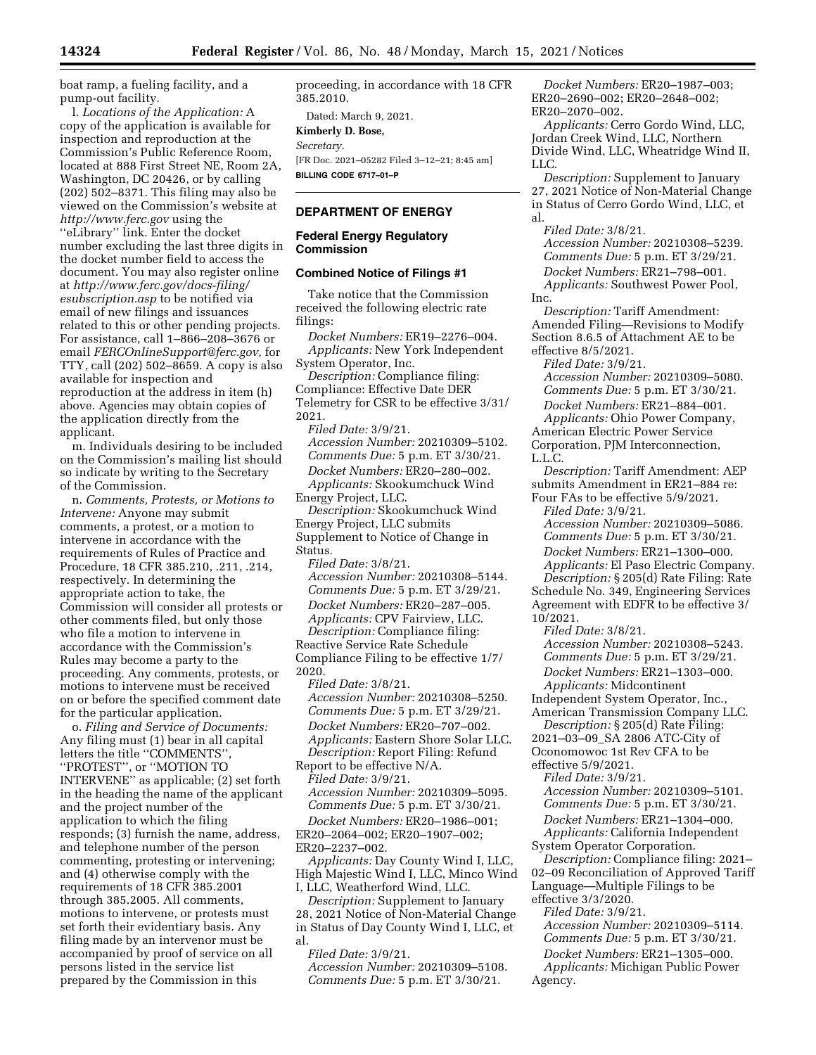boat ramp, a fueling facility, and a pump-out facility.

l. *Locations of the Application:* A copy of the application is available for inspection and reproduction at the Commission's Public Reference Room, located at 888 First Street NE, Room 2A, Washington, DC 20426, or by calling (202) 502–8371. This filing may also be viewed on the Commission's website at *http://www.ferc.gov* using the "eLibrary" link. Enter the docket number excluding the last three digits in the docket number field to access the document. You may also register online at *http://www.ferc.gov/docs-filing/esubscription.asp* to be notified via email of new filings and issuances related to this or other pending projects. For assistance, call 1–866–208–3676 or email *FERCOnlineSupport@ferc.gov,* for TTY, call (202) 502–8659. A copy is also available for inspection and reproduction at the address in item (h) above. Agencies may obtain copies of the application directly from the applicant.

m. Individuals desiring to be included on the Commission's mailing list should so indicate by writing to the Secretary of the Commission.

n. *Comments, Protests, or Motions to Intervene:* Anyone may submit comments, a protest, or a motion to intervene in accordance with the requirements of Rules of Practice and Procedure, 18 CFR 385.210, .211, .214, respectively. In determining the appropriate action to take, the Commission will consider all protests or other comments filed, but only those who file a motion to intervene in accordance with the Commission's Rules may become a party to the proceeding. Any comments, protests, or motions to intervene must be received on or before the specified comment date for the particular application.

o. *Filing and Service of Documents:* Any filing must (1) bear in all capital letters the title "COMMENTS", "PROTEST", or "MOTION TO INTERVENE" as applicable; (2) set forth in the heading the name of the applicant and the project number of the application to which the filing responds; (3) furnish the name, address, and telephone number of the person commenting, protesting or intervening; and (4) otherwise comply with the requirements of 18 CFR 385.2001 through 385.2005. All comments, motions to intervene, or protests must set forth their evidentiary basis. Any filing made by an intervenor must be accompanied by proof of service on all persons listed in the service list prepared by the Commission in this proceeding, in accordance with 18 CFR 385.2010.

Dated: March 9, 2021.

**Kimberly D. Bose,**

*Secretary.*

[FR Doc. 2021–05282 Filed 3–12–21; 8:45 am]

**BILLING CODE 6717–01–P**

## DEPARTMENT OF ENERGY

### Federal Energy Regulatory Commission

#### Combined Notice of Filings #1

Take notice that the Commission received the following electric rate filings:

*Docket Numbers:* ER19–2276–004.
*Applicants:* New York Independent System Operator, Inc.
*Description:* Compliance filing: Compliance: Effective Date DER Telemetry for CSR to be effective 3/31/2021.
*Filed Date:* 3/9/21.
*Accession Number:* 20210309–5102.
*Comments Due:* 5 p.m. ET 3/30/21.

*Docket Numbers:* ER20–280–002.
*Applicants:* Skookumchuck Wind Energy Project, LLC.
*Description:* Skookumchuck Wind Energy Project, LLC submits Supplement to Notice of Change in Status.
*Filed Date:* 3/8/21.
*Accession Number:* 20210308–5144.
*Comments Due:* 5 p.m. ET 3/29/21.

*Docket Numbers:* ER20–287–005.
*Applicants:* CPV Fairview, LLC.
*Description:* Compliance filing: Reactive Service Rate Schedule Compliance Filing to be effective 1/7/2020.
*Filed Date:* 3/8/21.
*Accession Number:* 20210308–5250.
*Comments Due:* 5 p.m. ET 3/29/21.

*Docket Numbers:* ER20–707–002.
*Applicants:* Eastern Shore Solar LLC.
*Description:* Report Filing: Refund Report to be effective N/A.
*Filed Date:* 3/9/21.
*Accession Number:* 20210309–5095.
*Comments Due:* 5 p.m. ET 3/30/21.

*Docket Numbers:* ER20–1986–001; ER20–2064–002; ER20–1907–002; ER20–2237–002.
*Applicants:* Day County Wind I, LLC, High Majestic Wind I, LLC, Minco Wind I, LLC, Weatherford Wind, LLC.
*Description:* Supplement to January 28, 2021 Notice of Non-Material Change in Status of Day County Wind I, LLC, et al.
*Filed Date:* 3/9/21.
*Accession Number:* 20210309–5108.
*Comments Due:* 5 p.m. ET 3/30/21.

*Docket Numbers:* ER20–1987–003; ER20–2690–002; ER20–2648–002; ER20–2070–002.
*Applicants:* Cerro Gordo Wind, LLC, Jordan Creek Wind, LLC, Northern Divide Wind, LLC, Wheatridge Wind II, LLC.
*Description:* Supplement to January 27, 2021 Notice of Non-Material Change in Status of Cerro Gordo Wind, LLC, et al.
*Filed Date:* 3/8/21.
*Accession Number:* 20210308–5239.
*Comments Due:* 5 p.m. ET 3/29/21.

*Docket Numbers:* ER21–798–001.
*Applicants:* Southwest Power Pool, Inc.
*Description:* Tariff Amendment: Amended Filing—Revisions to Modify Section 8.6.5 of Attachment AE to be effective 8/5/2021.
*Filed Date:* 3/9/21.
*Accession Number:* 20210309–5080.
*Comments Due:* 5 p.m. ET 3/30/21.

*Docket Numbers:* ER21–884–001.
*Applicants:* Ohio Power Company, American Electric Power Service Corporation, PJM Interconnection, L.L.C.
*Description:* Tariff Amendment: AEP submits Amendment in ER21–884 re: Four FAs to be effective 5/9/2021.
*Filed Date:* 3/9/21.
*Accession Number:* 20210309–5086.
*Comments Due:* 5 p.m. ET 3/30/21.

*Docket Numbers:* ER21–1300–000.
*Applicants:* El Paso Electric Company.
*Description:* § 205(d) Rate Filing: Rate Schedule No. 349, Engineering Services Agreement with EDFR to be effective 3/10/2021.
*Filed Date:* 3/8/21.
*Accession Number:* 20210308–5243.
*Comments Due:* 5 p.m. ET 3/29/21.

*Docket Numbers:* ER21–1303–000.
*Applicants:* Midcontinent Independent System Operator, Inc., American Transmission Company LLC.
*Description:* § 205(d) Rate Filing: 2021–03–09_SA 2806 ATC-City of Oconomowoc 1st Rev CFA to be effective 5/9/2021.
*Filed Date:* 3/9/21.
*Accession Number:* 20210309–5101.
*Comments Due:* 5 p.m. ET 3/30/21.

*Docket Numbers:* ER21–1304–000.
*Applicants:* California Independent System Operator Corporation.
*Description:* Compliance filing: 2021–02–09 Reconciliation of Approved Tariff Language—Multiple Filings to be effective 3/3/2020.
*Filed Date:* 3/9/21.
*Accession Number:* 20210309–5114.
*Comments Due:* 5 p.m. ET 3/30/21.

*Docket Numbers:* ER21–1305–000.
*Applicants:* Michigan Public Power Agency.